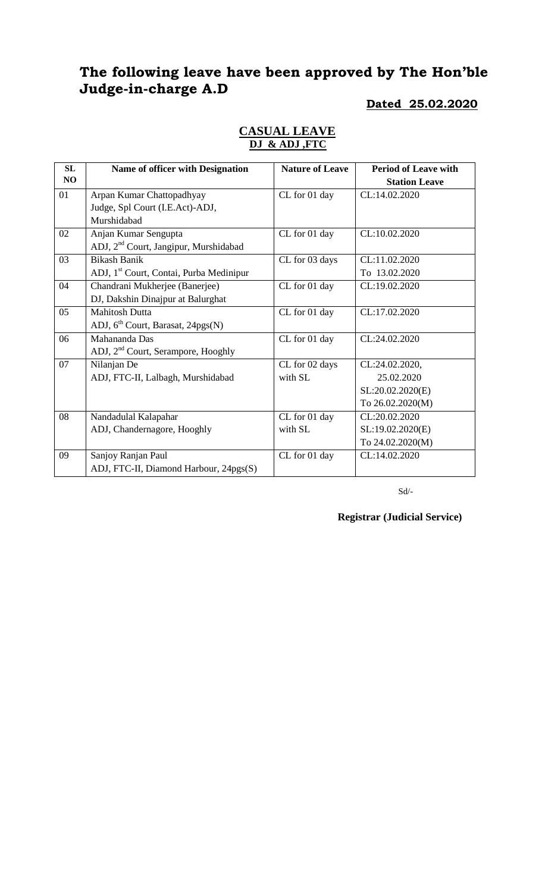# The following leave have been approved by The Hon'ble Judge-in-charge A.D

**Dated 25.02.2020**

## CASUAL LEAVE

**DJ & ADJ ,FTC**

| SL NO | Name of officer with Designation | Nature of Leave | Period of Leave with Station Leave |
|---|---|---|---|
| 01 | Arpan Kumar Chattopadhyay<br>Judge, Spl Court (I.E.Act)-ADJ, Murshidabad | CL for 01 day | CL:14.02.2020 |
| 02 | Anjan Kumar Sengupta<br>ADJ, 2nd Court, Jangipur, Murshidabad | CL for 01 day | CL:10.02.2020 |
| 03 | Bikash Banik<br>ADJ, 1st Court, Contai, Purba Medinipur | CL for 03 days | CL:11.02.2020<br>To 13.02.2020 |
| 04 | Chandrani Mukherjee (Banerjee)<br>DJ, Dakshin Dinajpur at Balurghat | CL for 01 day | CL:19.02.2020 |
| 05 | Mahitosh Dutta<br>ADJ, 6th Court, Barasat, 24pgs(N) | CL for 01 day | CL:17.02.2020 |
| 06 | Mahananda Das<br>ADJ, 2nd Court, Serampore, Hooghly | CL for 01 day | CL:24.02.2020 |
| 07 | Nilanjan De<br>ADJ, FTC-II, Lalbagh, Murshidabad | CL for 02 days with SL | CL:24.02.2020,<br>25.02.2020<br>SL:20.02.2020(E)<br>To 26.02.2020(M) |
| 08 | Nandadulal Kalapahar<br>ADJ, Chandernagore, Hooghly | CL for 01 day with SL | CL:20.02.2020<br>SL:19.02.2020(E)<br>To 24.02.2020(M) |
| 09 | Sanjoy Ranjan Paul<br>ADJ, FTC-II, Diamond Harbour, 24pgs(S) | CL for 01 day | CL:14.02.2020 |

Sd/-

**Registrar (Judicial Service)**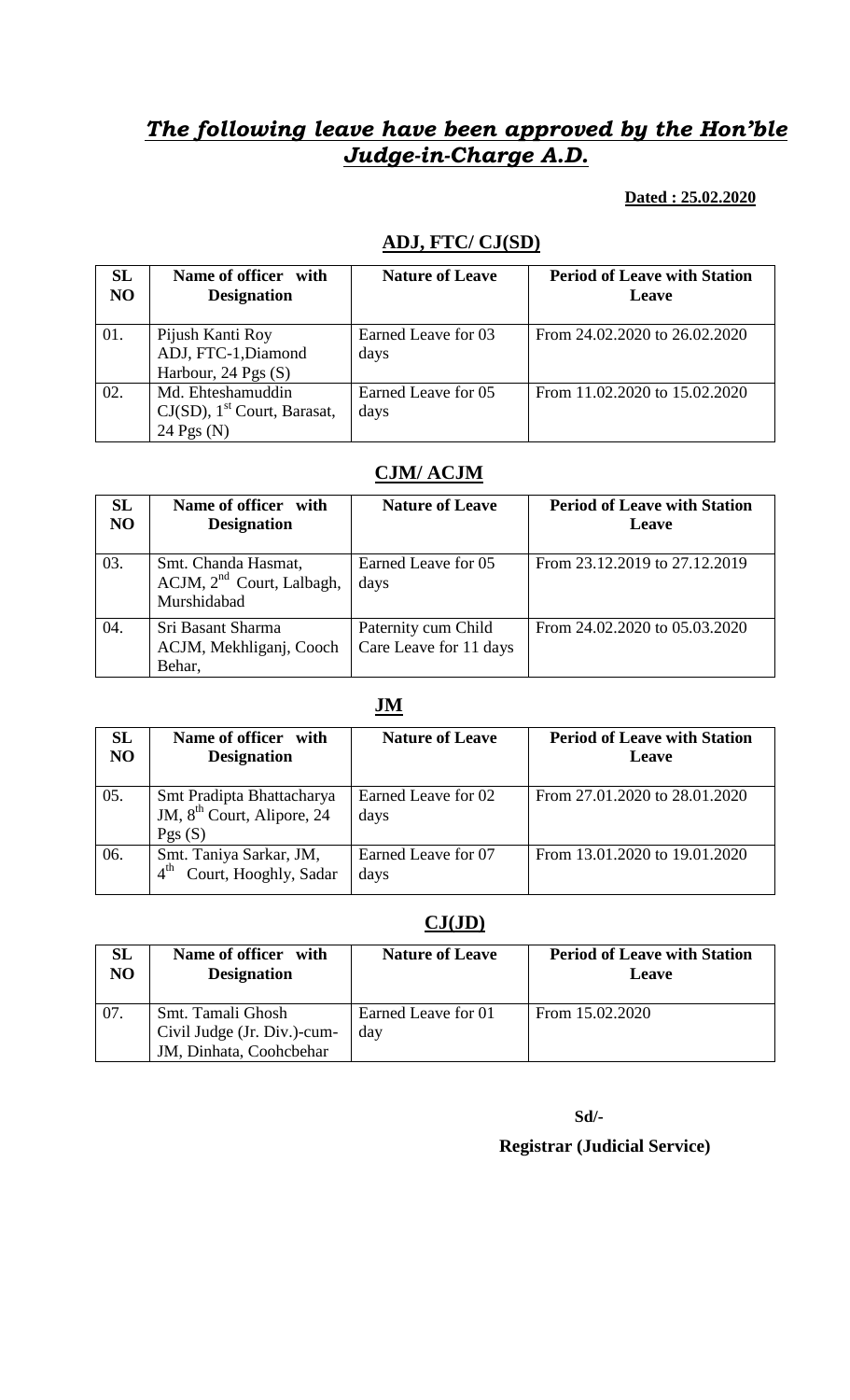# ***The following leave have been approved by the Hon'ble Judge-in-Charge A.D.***

**Dated : 25.02.2020**

## ADJ, FTC/ CJ(SD)

| SL NO | Name of officer with Designation | Nature of Leave | Period of Leave with Station Leave |
|---|---|---|---|
| 01. | Pijush Kanti Roy ADJ, FTC-1,Diamond Harbour, 24 Pgs (S) | Earned Leave for 03 days | From 24.02.2020 to 26.02.2020 |
| 02. | Md. Ehteshamuddin CJ(SD), 1st Court, Barasat, 24 Pgs (N) | Earned Leave for 05 days | From 11.02.2020 to 15.02.2020 |

## CJM/ ACJM

| SL NO | Name of officer with Designation | Nature of Leave | Period of Leave with Station Leave |
|---|---|---|---|
| 03. | Smt. Chanda Hasmat, ACJM, 2nd Court, Lalbagh, Murshidabad | Earned Leave for 05 days | From 23.12.2019 to 27.12.2019 |
| 04. | Sri Basant Sharma ACJM, Mekhliganj, Cooch Behar, | Paternity cum Child Care Leave for 11 days | From 24.02.2020 to 05.03.2020 |

## JM

| SL NO | Name of officer with Designation | Nature of Leave | Period of Leave with Station Leave |
|---|---|---|---|
| 05. | Smt Pradipta Bhattacharya JM, 8th Court, Alipore, 24 Pgs (S) | Earned Leave for 02 days | From 27.01.2020 to 28.01.2020 |
| 06. | Smt. Taniya Sarkar, JM, 4th Court, Hooghly, Sadar | Earned Leave for 07 days | From 13.01.2020 to 19.01.2020 |

## CJ(JD)

| SL NO | Name of officer with Designation | Nature of Leave | Period of Leave with Station Leave |
|---|---|---|---|
| 07. | Smt. Tamali Ghosh Civil Judge (Jr. Div.)-cum-JM, Dinhata, Coohcbehar | Earned Leave for 01 day | From 15.02.2020 |

**Sd/-**

**Registrar (Judicial Service)**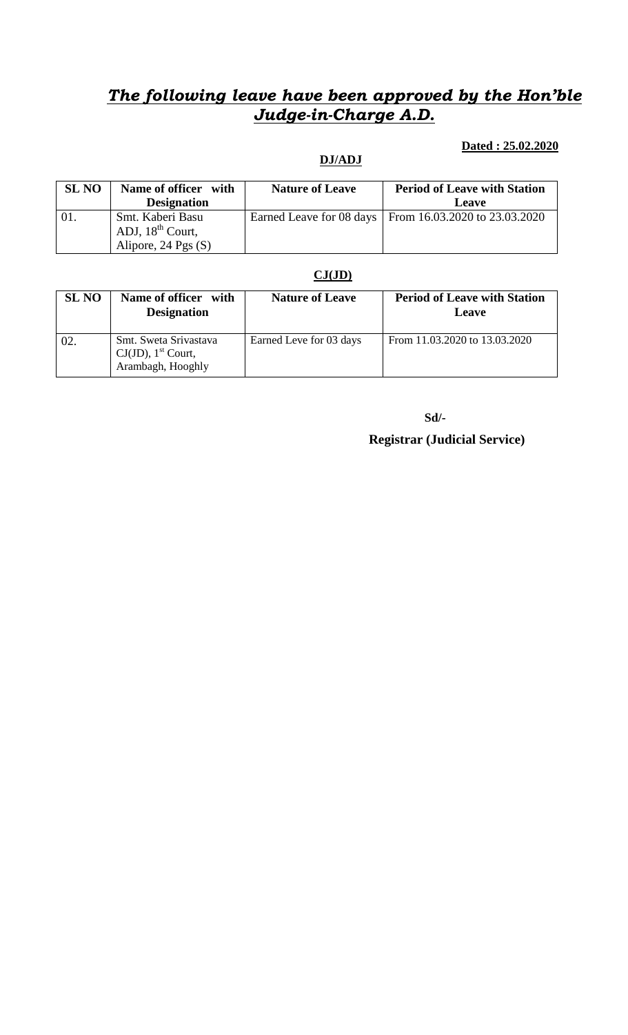# ***The following leave have been approved by the Hon'ble Judge-in-Charge A.D.***

**Dated : 25.02.2020**

**DJ/ADJ**

| SL NO | Name of officer with Designation | Nature of Leave | Period of Leave with Station Leave |
|---|---|---|---|
| 01. | Smt. Kaberi Basu ADJ, 18th Court, Alipore, 24 Pgs (S) | Earned Leave for 08 days | From 16.03.2020 to 23.03.2020 |

**CJ(JD)**

| SL NO | Name of officer with Designation | Nature of Leave | Period of Leave with Station Leave |
|---|---|---|---|
| 02. | Smt. Sweta Srivastava CJ(JD), 1st Court, Arambagh, Hooghly | Earned Leve for 03 days | From 11.03.2020 to 13.03.2020 |

**Sd/-**

**Registrar (Judicial Service)**